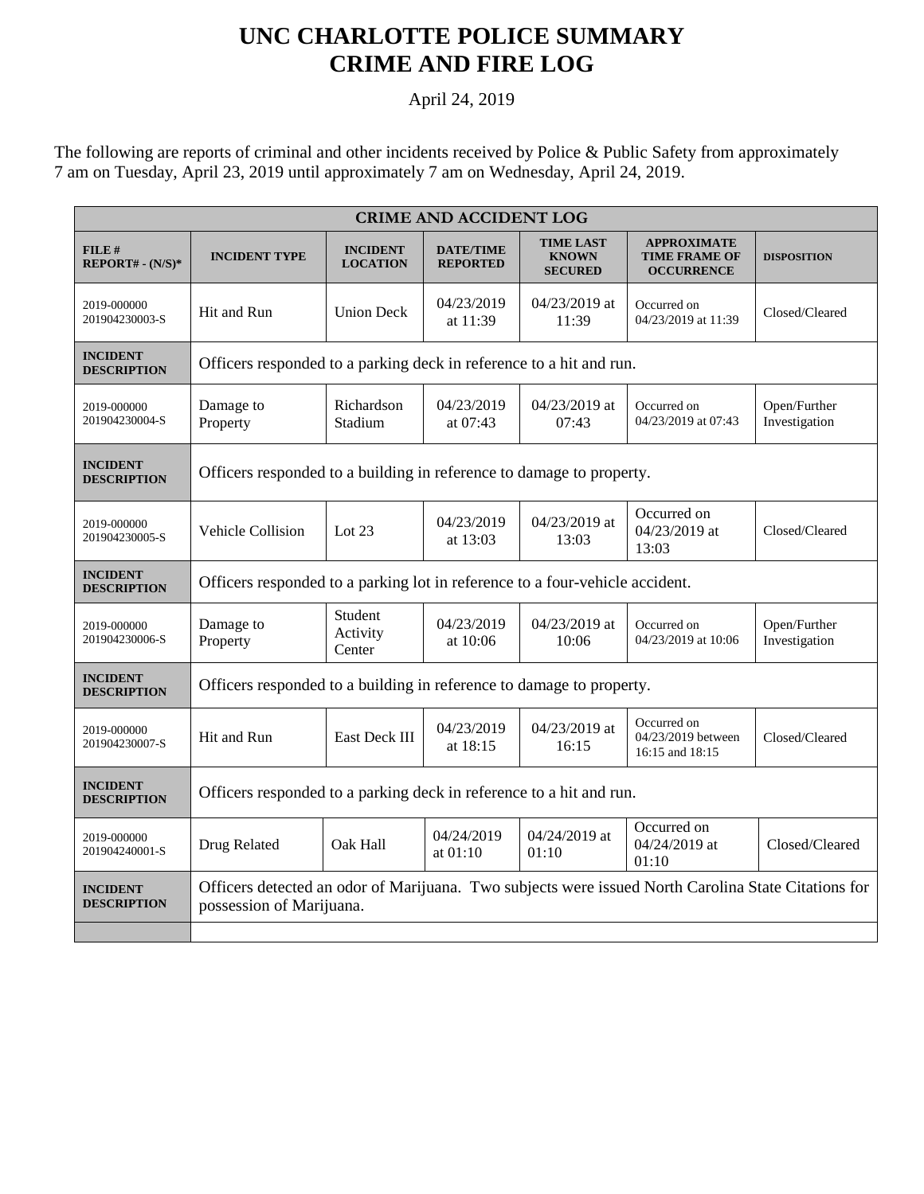# UNC CHARLOTTE POLICE SUMMARY
# CRIME AND FIRE LOG

April 24, 2019

The following are reports of criminal and other incidents received by Police & Public Safety from approximately 7 am on Tuesday, April 23, 2019 until approximately 7 am on Wednesday, April 24, 2019.

| CRIME AND ACCIDENT LOG | | | | | | |
|---|---|---|---|---|---|---|
| **FILE # REPORT# - (N/S)*** | **INCIDENT TYPE** | **INCIDENT LOCATION** | **DATE/TIME REPORTED** | **TIME LAST KNOWN SECURED** | **APPROXIMATE TIME FRAME OF OCCURRENCE** | **DISPOSITION** |
| 2019-000000 201904230003-S | Hit and Run | Union Deck | 04/23/2019 at 11:39 | 04/23/2019 at 11:39 | Occurred on 04/23/2019 at 11:39 | Closed/Cleared |
| **INCIDENT DESCRIPTION** | Officers responded to a parking deck in reference to a hit and run. | | | | | |
| 2019-000000 201904230004-S | Damage to Property | Richardson Stadium | 04/23/2019 at 07:43 | 04/23/2019 at 07:43 | Occurred on 04/23/2019 at 07:43 | Open/Further Investigation |
| **INCIDENT DESCRIPTION** | Officers responded to a building in reference to damage to property. | | | | | |
| 2019-000000 201904230005-S | Vehicle Collision | Lot 23 | 04/23/2019 at 13:03 | 04/23/2019 at 13:03 | Occurred on 04/23/2019 at 13:03 | Closed/Cleared |
| **INCIDENT DESCRIPTION** | Officers responded to a parking lot in reference to a four-vehicle accident. | | | | | |
| 2019-000000 201904230006-S | Damage to Property | Student Activity Center | 04/23/2019 at 10:06 | 04/23/2019 at 10:06 | Occurred on 04/23/2019 at 10:06 | Open/Further Investigation |
| **INCIDENT DESCRIPTION** | Officers responded to a building in reference to damage to property. | | | | | |
| 2019-000000 201904230007-S | Hit and Run | East Deck III | 04/23/2019 at 18:15 | 04/23/2019 at 16:15 | Occurred on 04/23/2019 between 16:15 and 18:15 | Closed/Cleared |
| **INCIDENT DESCRIPTION** | Officers responded to a parking deck in reference to a hit and run. | | | | | |
| 2019-000000 201904240001-S | Drug Related | Oak Hall | 04/24/2019 at 01:10 | 04/24/2019 at 01:10 | Occurred on 04/24/2019 at 01:10 | Closed/Cleared |
| **INCIDENT DESCRIPTION** | Officers detected an odor of Marijuana. Two subjects were issued North Carolina State Citations for possession of Marijuana. | | | | | |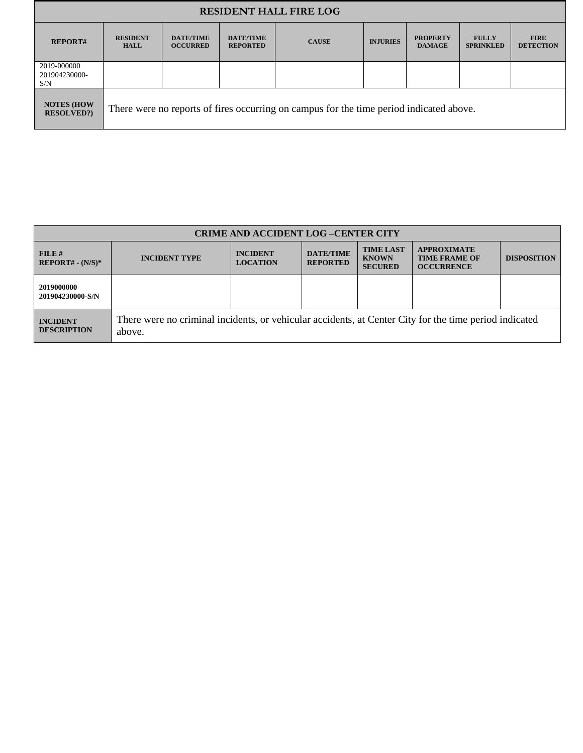| RESIDENT HALL FIRE LOG | | | | | | | | |
|---|---|---|---|---|---|---|---|---|
| **REPORT#** | **RESIDENT HALL** | **DATE/TIME OCCURRED** | **DATE/TIME REPORTED** | **CAUSE** | **INJURIES** | **PROPERTY DAMAGE** | **FULLY SPRINKLED** | **FIRE DETECTION** |
| 2019-000000 201904230000-S/N | | | | | | | | |
| **NOTES (HOW RESOLVED?)** | There were no reports of fires occurring on campus for the time period indicated above. | | | | | | | |

| CRIME AND ACCIDENT LOG –CENTER CITY | | | | | | |
|---|---|---|---|---|---|---|
| **FILE # REPORT# - (N/S)*** | **INCIDENT TYPE** | **INCIDENT LOCATION** | **DATE/TIME REPORTED** | **TIME LAST KNOWN SECURED** | **APPROXIMATE TIME FRAME OF OCCURRENCE** | **DISPOSITION** |
| **2019000000 201904230000-S/N** | | | | | | |
| **INCIDENT DESCRIPTION** | There were no criminal incidents, or vehicular accidents, at Center City for the time period indicated above. | | | | | |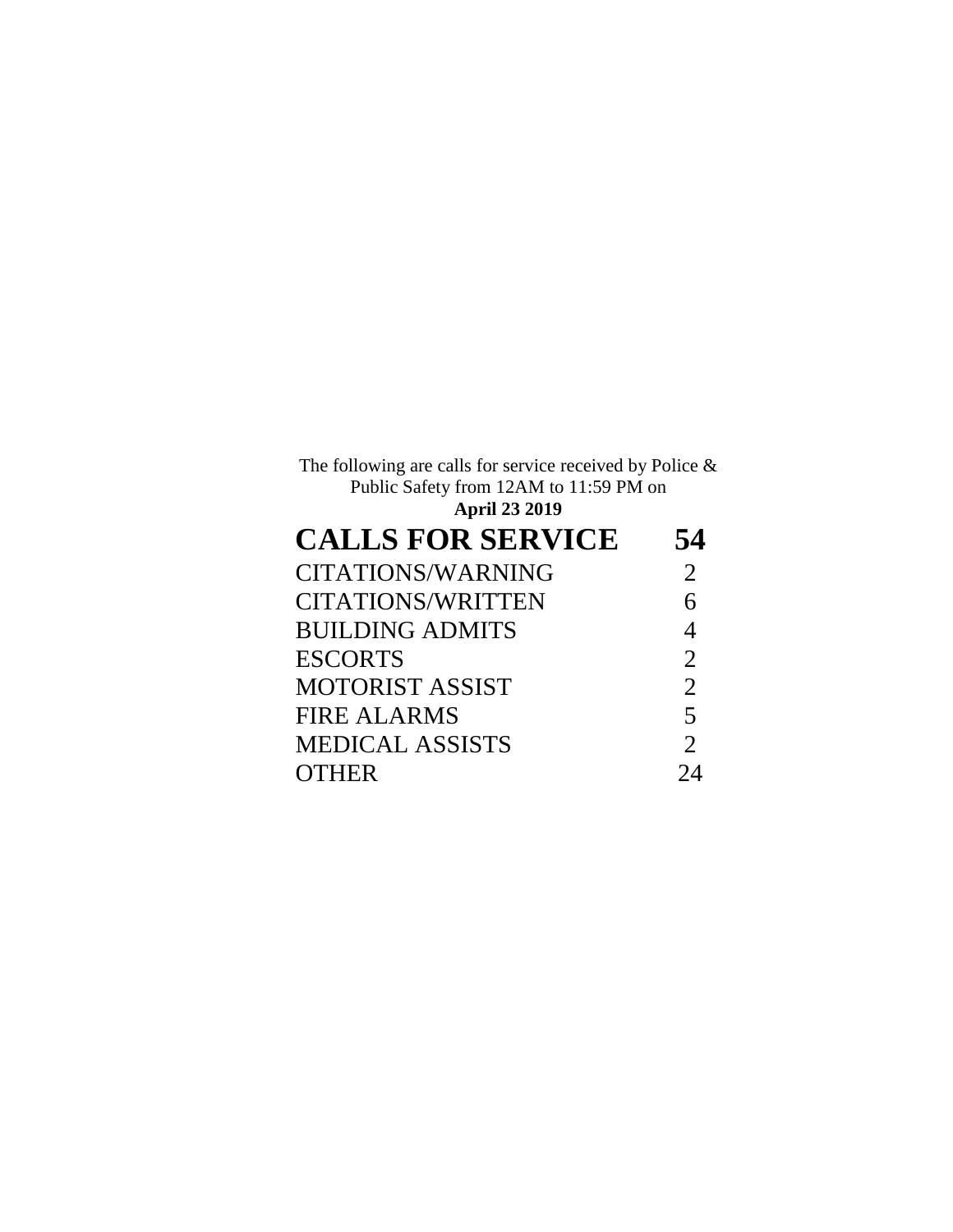The following are calls for service received by Police & Public Safety from 12AM to 11:59 PM on

**April 23 2019**

| | |
|---|---|
| **CALLS FOR SERVICE** | **54** |
| CITATIONS/WARNING | 2 |
| CITATIONS/WRITTEN | 6 |
| BUILDING ADMITS | 4 |
| ESCORTS | 2 |
| MOTORIST ASSIST | 2 |
| FIRE ALARMS | 5 |
| MEDICAL ASSISTS | 2 |
| OTHER | 24 |